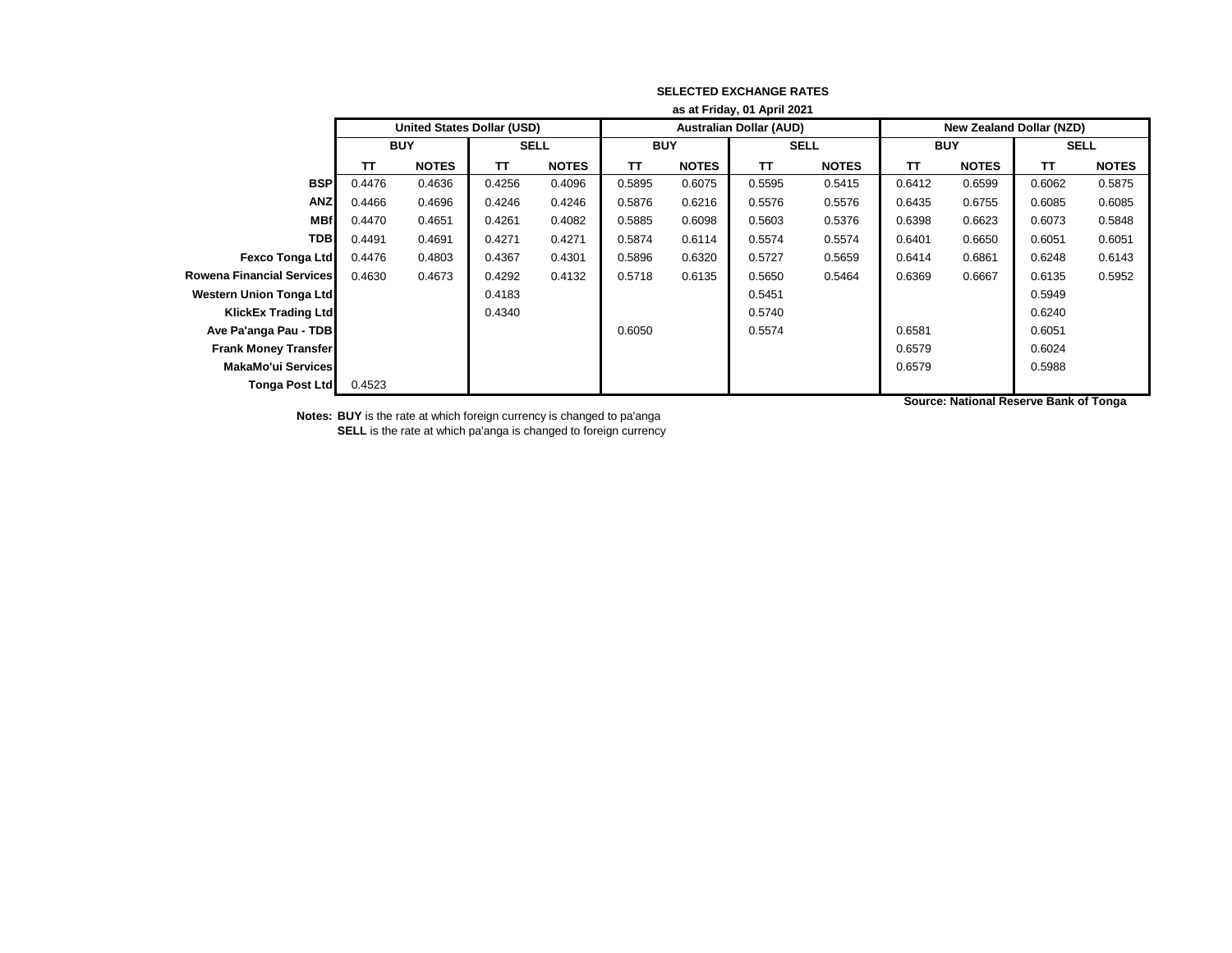**SELECTED EXCHANGE RATES**

**as at Friday, 01 April 2021**

| | United States Dollar (USD) | | | | Australian Dollar (AUD) | | | | New Zealand Dollar (NZD) | | | |
|---|---|---|---|---|---|---|---|---|---|---|---|---|
| | BUY | | SELL | | BUY | | SELL | | BUY | | SELL | |
| | TT | NOTES | TT | NOTES | TT | NOTES | TT | NOTES | TT | NOTES | TT | NOTES |
| **BSP** | 0.4476 | 0.4636 | 0.4256 | 0.4096 | 0.5895 | 0.6075 | 0.5595 | 0.5415 | 0.6412 | 0.6599 | 0.6062 | 0.5875 |
| **ANZ** | 0.4466 | 0.4696 | 0.4246 | 0.4246 | 0.5876 | 0.6216 | 0.5576 | 0.5576 | 0.6435 | 0.6755 | 0.6085 | 0.6085 |
| **MBf** | 0.4470 | 0.4651 | 0.4261 | 0.4082 | 0.5885 | 0.6098 | 0.5603 | 0.5376 | 0.6398 | 0.6623 | 0.6073 | 0.5848 |
| **TDB** | 0.4491 | 0.4691 | 0.4271 | 0.4271 | 0.5874 | 0.6114 | 0.5574 | 0.5574 | 0.6401 | 0.6650 | 0.6051 | 0.6051 |
| **Fexco Tonga Ltd** | 0.4476 | 0.4803 | 0.4367 | 0.4301 | 0.5896 | 0.6320 | 0.5727 | 0.5659 | 0.6414 | 0.6861 | 0.6248 | 0.6143 |
| **Rowena Financial Services** | 0.4630 | 0.4673 | 0.4292 | 0.4132 | 0.5718 | 0.6135 | 0.5650 | 0.5464 | 0.6369 | 0.6667 | 0.6135 | 0.5952 |
| **Western Union Tonga Ltd** | | | 0.4183 | | | | 0.5451 | | | | 0.5949 | |
| **KlickEx Trading Ltd** | | | 0.4340 | | | | 0.5740 | | | | 0.6240 | |
| **Ave Pa'anga Pau - TDB** | | | | | 0.6050 | | 0.5574 | | 0.6581 | | 0.6051 | |
| **Frank Money Transfer** | | | | | | | | | 0.6579 | | 0.6024 | |
| **MakaMo'ui Services** | | | | | | | | | 0.6579 | | 0.5988 | |
| **Tonga Post Ltd** | 0.4523 | | | | | | | | | | | |

**Source: National Reserve Bank of Tonga**

**Notes: BUY** is the rate at which foreign currency is changed to pa'anga
**SELL** is the rate at which pa'anga is changed to foreign currency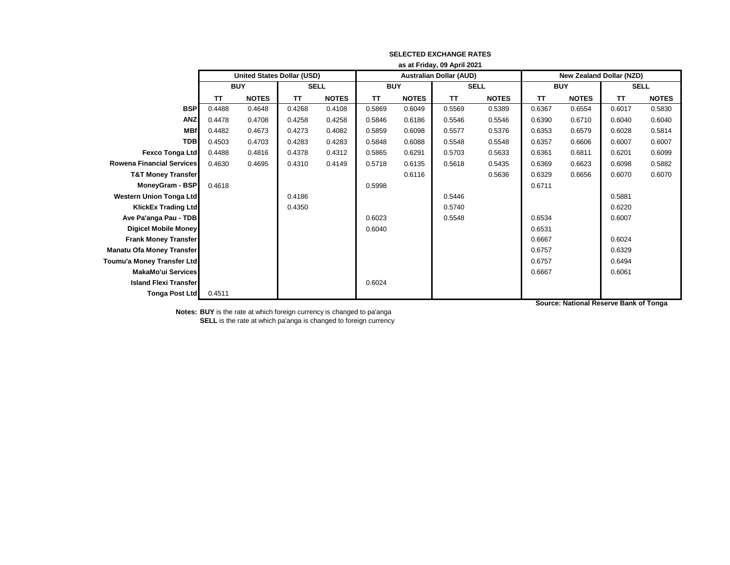**SELECTED EXCHANGE RATES**

**as at Friday, 09 April 2021**

| | United States Dollar (USD) | | | | Australian Dollar (AUD) | | | | New Zealand Dollar (NZD) | | | |
|---|---|---|---|---|---|---|---|---|---|---|---|---|
| | BUY | | SELL | | BUY | | SELL | | BUY | | SELL | |
| | TT | NOTES | TT | NOTES | TT | NOTES | TT | NOTES | TT | NOTES | TT | NOTES |
| **BSP** | 0.4488 | 0.4648 | 0.4268 | 0.4108 | 0.5869 | 0.6049 | 0.5569 | 0.5389 | 0.6367 | 0.6554 | 0.6017 | 0.5830 |
| **ANZ** | 0.4478 | 0.4708 | 0.4258 | 0.4258 | 0.5846 | 0.6186 | 0.5546 | 0.5546 | 0.6390 | 0.6710 | 0.6040 | 0.6040 |
| **MBf** | 0.4482 | 0.4673 | 0.4273 | 0.4082 | 0.5859 | 0.6098 | 0.5577 | 0.5376 | 0.6353 | 0.6579 | 0.6028 | 0.5814 |
| **TDB** | 0.4503 | 0.4703 | 0.4283 | 0.4283 | 0.5848 | 0.6088 | 0.5548 | 0.5548 | 0.6357 | 0.6606 | 0.6007 | 0.6007 |
| **Fexco Tonga Ltd** | 0.4488 | 0.4816 | 0.4378 | 0.4312 | 0.5865 | 0.6291 | 0.5703 | 0.5633 | 0.6361 | 0.6811 | 0.6201 | 0.6099 |
| **Rowena Financial Services** | 0.4630 | 0.4695 | 0.4310 | 0.4149 | 0.5718 | 0.6135 | 0.5618 | 0.5435 | 0.6369 | 0.6623 | 0.6098 | 0.5882 |
| **T&T Money Transfer** | | | | | | 0.6116 | | 0.5636 | 0.6329 | 0.6656 | 0.6070 | 0.6070 |
| **MoneyGram - BSP** | 0.4618 | | | | 0.5998 | | | | 0.6711 | | | |
| **Western Union Tonga Ltd** | | | 0.4186 | | | | 0.5446 | | | | 0.5881 | |
| **KlickEx Trading Ltd** | | | 0.4350 | | | | 0.5740 | | | | 0.6220 | |
| **Ave Pa'anga Pau - TDB** | | | | | 0.6023 | | 0.5548 | | 0.6534 | | 0.6007 | |
| **Digicel Mobile Money** | | | | | 0.6040 | | | | 0.6531 | | | |
| **Frank Money Transfer** | | | | | | | | | 0.6667 | | 0.6024 | |
| **Manatu Ofa Money Transfer** | | | | | | | | | 0.6757 | | 0.6329 | |
| **Toumu'a Money Transfer Ltd** | | | | | | | | | 0.6757 | | 0.6494 | |
| **MakaMo'ui Services** | | | | | | | | | 0.6667 | | 0.6061 | |
| **Island Flexi Transfer** | | | | | 0.6024 | | | | | | | |
| **Tonga Post Ltd** | 0.4511 | | | | | | | | | | | |

**Source: National Reserve Bank of Tonga**

**Notes:** **BUY** is the rate at which foreign currency is changed to pa'anga
**SELL** is the rate at which pa'anga is changed to foreign currency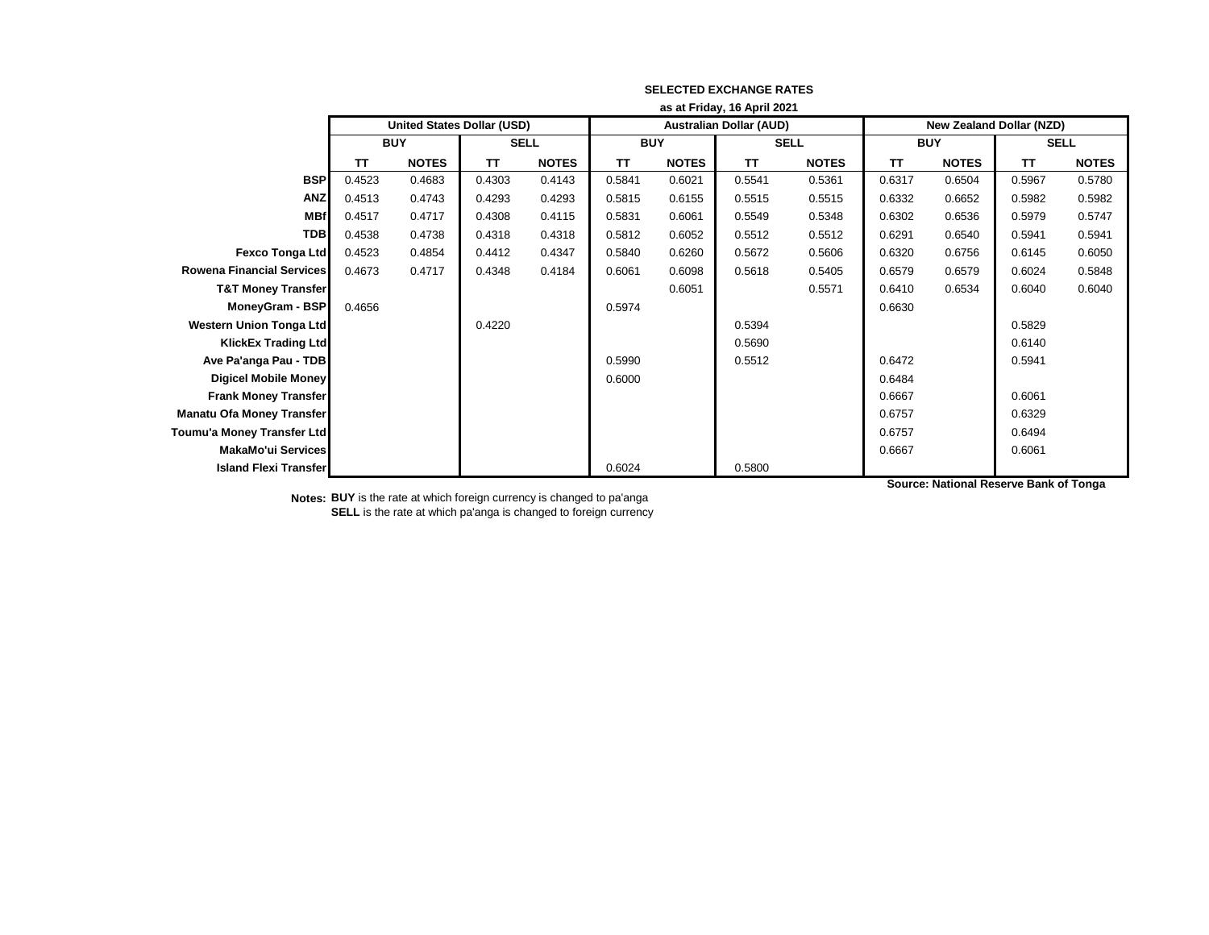**SELECTED EXCHANGE RATES**

**as at Friday, 16 April 2021**

| | United States Dollar (USD) | | | | Australian Dollar (AUD) | | | | New Zealand Dollar (NZD) | | | |
|---|---|---|---|---|---|---|---|---|---|---|---|---|
| | BUY | | SELL | | BUY | | SELL | | BUY | | SELL | |
| | TT | NOTES | TT | NOTES | TT | NOTES | TT | NOTES | TT | NOTES | TT | NOTES |
| **BSP** | 0.4523 | 0.4683 | 0.4303 | 0.4143 | 0.5841 | 0.6021 | 0.5541 | 0.5361 | 0.6317 | 0.6504 | 0.5967 | 0.5780 |
| **ANZ** | 0.4513 | 0.4743 | 0.4293 | 0.4293 | 0.5815 | 0.6155 | 0.5515 | 0.5515 | 0.6332 | 0.6652 | 0.5982 | 0.5982 |
| **MBf** | 0.4517 | 0.4717 | 0.4308 | 0.4115 | 0.5831 | 0.6061 | 0.5549 | 0.5348 | 0.6302 | 0.6536 | 0.5979 | 0.5747 |
| **TDB** | 0.4538 | 0.4738 | 0.4318 | 0.4318 | 0.5812 | 0.6052 | 0.5512 | 0.5512 | 0.6291 | 0.6540 | 0.5941 | 0.5941 |
| **Fexco Tonga Ltd** | 0.4523 | 0.4854 | 0.4412 | 0.4347 | 0.5840 | 0.6260 | 0.5672 | 0.5606 | 0.6320 | 0.6756 | 0.6145 | 0.6050 |
| **Rowena Financial Services** | 0.4673 | 0.4717 | 0.4348 | 0.4184 | 0.6061 | 0.6098 | 0.5618 | 0.5405 | 0.6579 | 0.6579 | 0.6024 | 0.5848 |
| **T&T Money Transfer** | | | | | | 0.6051 | | 0.5571 | 0.6410 | 0.6534 | 0.6040 | 0.6040 |
| **MoneyGram - BSP** | 0.4656 | | | | 0.5974 | | | | 0.6630 | | | |
| **Western Union Tonga Ltd** | | | 0.4220 | | | | 0.5394 | | | | 0.5829 | |
| **KlickEx Trading Ltd** | | | | | | | 0.5690 | | | | 0.6140 | |
| **Ave Pa'anga Pau - TDB** | | | | | 0.5990 | | 0.5512 | | 0.6472 | | 0.5941 | |
| **Digicel Mobile Money** | | | | | 0.6000 | | | | 0.6484 | | | |
| **Frank Money Transfer** | | | | | | | | | 0.6667 | | 0.6061 | |
| **Manatu Ofa Money Transfer** | | | | | | | | | 0.6757 | | 0.6329 | |
| **Toumu'a Money Transfer Ltd** | | | | | | | | | 0.6757 | | 0.6494 | |
| **MakaMo'ui Services** | | | | | | | | | 0.6667 | | 0.6061 | |
| **Island Flexi Transfer** | | | | | 0.6024 | | 0.5800 | | | | | |

**Source: National Reserve Bank of Tonga**

**Notes:** **BUY** is the rate at which foreign currency is changed to pa'anga
**SELL** is the rate at which pa'anga is changed to foreign currency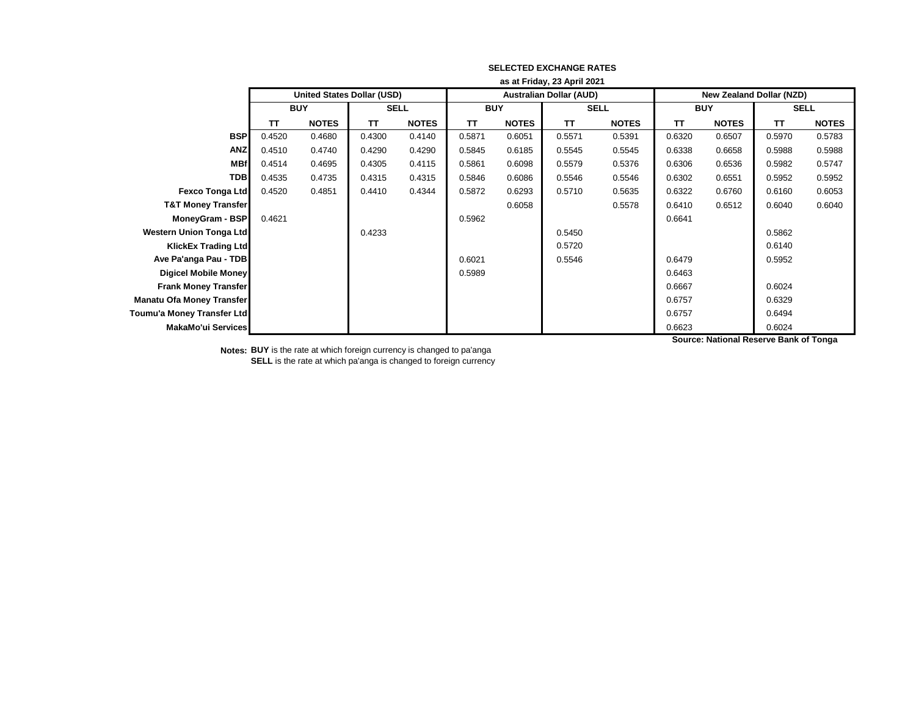**SELECTED EXCHANGE RATES**

**as at Friday, 23 April 2021**

| | United States Dollar (USD) | | | | Australian Dollar (AUD) | | | | New Zealand Dollar (NZD) | | | |
|---|---|---|---|---|---|---|---|---|---|---|---|---|
| | BUY | | SELL | | BUY | | SELL | | BUY | | SELL | |
| | TT | NOTES | TT | NOTES | TT | NOTES | TT | NOTES | TT | NOTES | TT | NOTES |
| **BSP** | 0.4520 | 0.4680 | 0.4300 | 0.4140 | 0.5871 | 0.6051 | 0.5571 | 0.5391 | 0.6320 | 0.6507 | 0.5970 | 0.5783 |
| **ANZ** | 0.4510 | 0.4740 | 0.4290 | 0.4290 | 0.5845 | 0.6185 | 0.5545 | 0.5545 | 0.6338 | 0.6658 | 0.5988 | 0.5988 |
| **MBf** | 0.4514 | 0.4695 | 0.4305 | 0.4115 | 0.5861 | 0.6098 | 0.5579 | 0.5376 | 0.6306 | 0.6536 | 0.5982 | 0.5747 |
| **TDB** | 0.4535 | 0.4735 | 0.4315 | 0.4315 | 0.5846 | 0.6086 | 0.5546 | 0.5546 | 0.6302 | 0.6551 | 0.5952 | 0.5952 |
| **Fexco Tonga Ltd** | 0.4520 | 0.4851 | 0.4410 | 0.4344 | 0.5872 | 0.6293 | 0.5710 | 0.5635 | 0.6322 | 0.6760 | 0.6160 | 0.6053 |
| **T&T Money Transfer** | | | | | | 0.6058 | | 0.5578 | 0.6410 | 0.6512 | 0.6040 | 0.6040 |
| **MoneyGram - BSP** | 0.4621 | | | | 0.5962 | | | | 0.6641 | | | |
| **Western Union Tonga Ltd** | | | 0.4233 | | | | 0.5450 | | | | 0.5862 | |
| **KlickEx Trading Ltd** | | | | | | | 0.5720 | | | | 0.6140 | |
| **Ave Pa'anga Pau - TDB** | | | | | 0.6021 | | 0.5546 | | 0.6479 | | 0.5952 | |
| **Digicel Mobile Money** | | | | | 0.5989 | | | | 0.6463 | | | |
| **Frank Money Transfer** | | | | | | | | | 0.6667 | | 0.6024 | |
| **Manatu Ofa Money Transfer** | | | | | | | | | 0.6757 | | 0.6329 | |
| **Toumu'a Money Transfer Ltd** | | | | | | | | | 0.6757 | | 0.6494 | |
| **MakaMo'ui Services** | | | | | | | | | 0.6623 | | 0.6024 | |

**Source: National Reserve Bank of Tonga**

**Notes:** **BUY** is the rate at which foreign currency is changed to pa'anga
**SELL** is the rate at which pa'anga is changed to foreign currency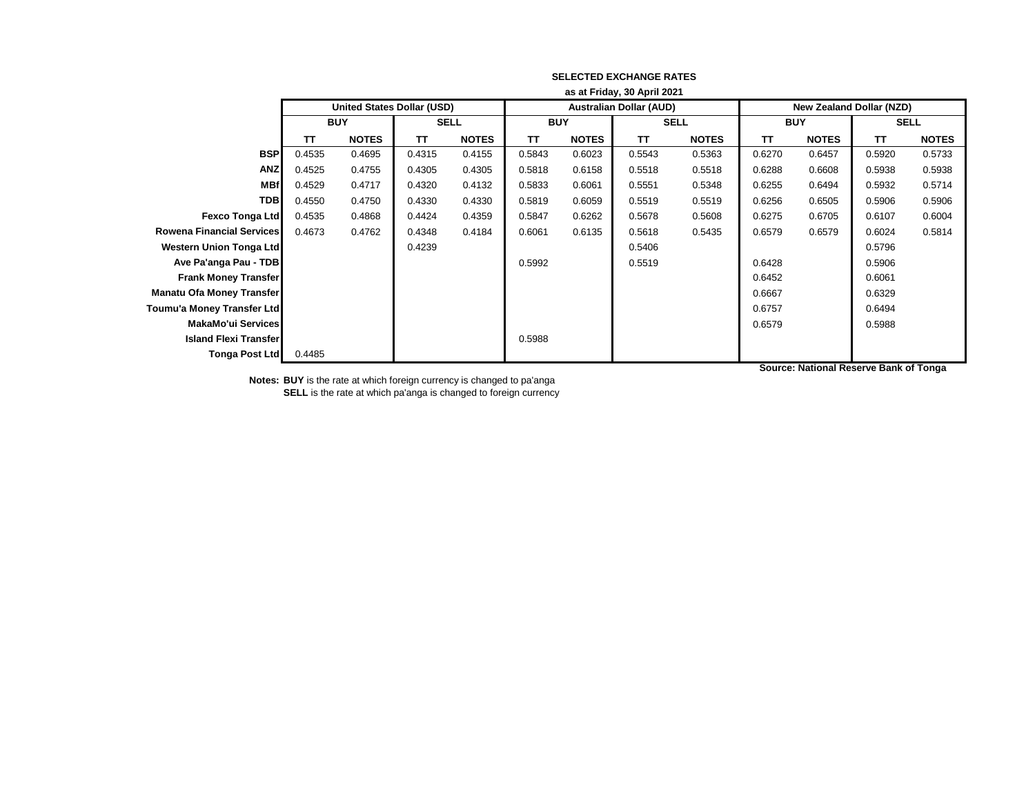**SELECTED EXCHANGE RATES**

**as at Friday, 30 April 2021**

| | United States Dollar (USD) | | | | Australian Dollar (AUD) | | | | New Zealand Dollar (NZD) | | | |
|---|---|---|---|---|---|---|---|---|---|---|---|---|
| | BUY | | SELL | | BUY | | SELL | | BUY | | SELL | |
| | TT | NOTES | TT | NOTES | TT | NOTES | TT | NOTES | TT | NOTES | TT | NOTES |
| **BSP** | 0.4535 | 0.4695 | 0.4315 | 0.4155 | 0.5843 | 0.6023 | 0.5543 | 0.5363 | 0.6270 | 0.6457 | 0.5920 | 0.5733 |
| **ANZ** | 0.4525 | 0.4755 | 0.4305 | 0.4305 | 0.5818 | 0.6158 | 0.5518 | 0.5518 | 0.6288 | 0.6608 | 0.5938 | 0.5938 |
| **MBf** | 0.4529 | 0.4717 | 0.4320 | 0.4132 | 0.5833 | 0.6061 | 0.5551 | 0.5348 | 0.6255 | 0.6494 | 0.5932 | 0.5714 |
| **TDB** | 0.4550 | 0.4750 | 0.4330 | 0.4330 | 0.5819 | 0.6059 | 0.5519 | 0.5519 | 0.6256 | 0.6505 | 0.5906 | 0.5906 |
| **Fexco Tonga Ltd** | 0.4535 | 0.4868 | 0.4424 | 0.4359 | 0.5847 | 0.6262 | 0.5678 | 0.5608 | 0.6275 | 0.6705 | 0.6107 | 0.6004 |
| **Rowena Financial Services** | 0.4673 | 0.4762 | 0.4348 | 0.4184 | 0.6061 | 0.6135 | 0.5618 | 0.5435 | 0.6579 | 0.6579 | 0.6024 | 0.5814 |
| **Western Union Tonga Ltd** | | | 0.4239 | | | | 0.5406 | | | | 0.5796 | |
| **Ave Pa'anga Pau - TDB** | | | | | 0.5992 | | 0.5519 | | 0.6428 | | 0.5906 | |
| **Frank Money Transfer** | | | | | | | | | 0.6452 | | 0.6061 | |
| **Manatu Ofa Money Transfer** | | | | | | | | | 0.6667 | | 0.6329 | |
| **Toumu'a Money Transfer Ltd** | | | | | | | | | 0.6757 | | 0.6494 | |
| **MakaMo'ui Services** | | | | | | | | | 0.6579 | | 0.5988 | |
| **Island Flexi Transfer** | | | | | 0.5988 | | | | | | | |
| **Tonga Post Ltd** | 0.4485 | | | | | | | | | | | |

**Source: National Reserve Bank of Tonga**

**Notes:** **BUY** is the rate at which foreign currency is changed to pa'anga
**SELL** is the rate at which pa'anga is changed to foreign currency